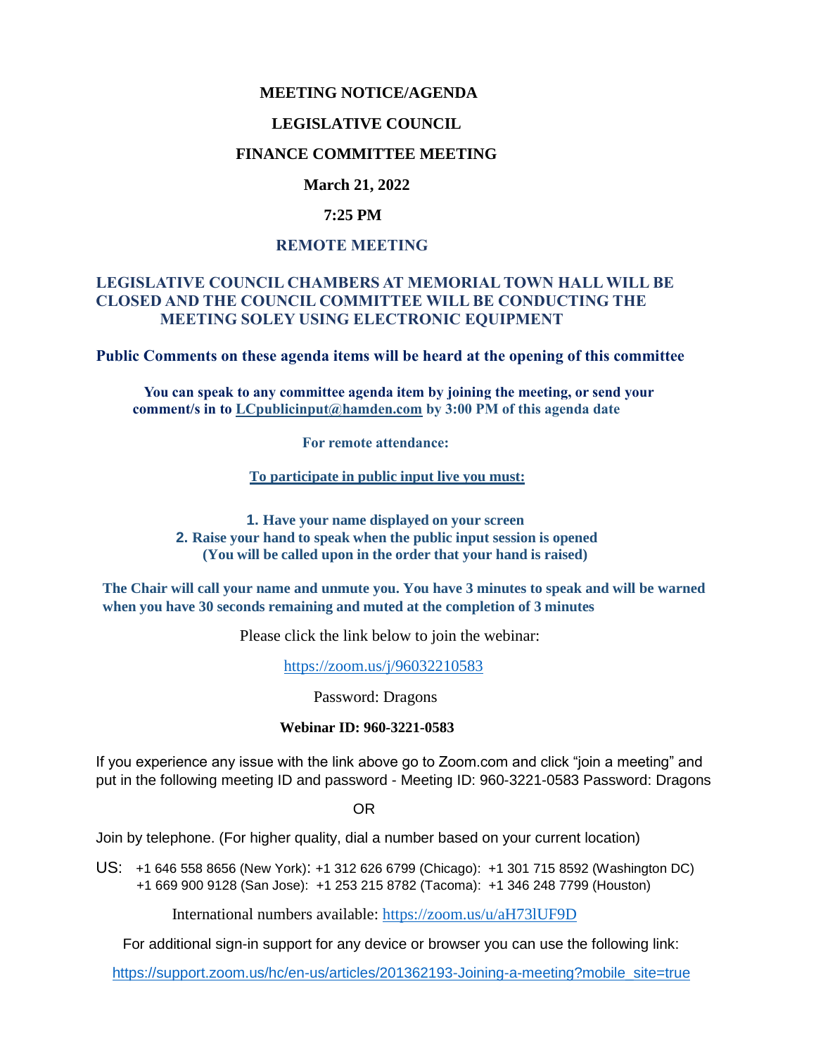# MEETING NOTICE/AGENDA

## LEGISLATIVE COUNCIL

## FINANCE COMMITTEE MEETING

**March 21, 2022**

**7:25 PM**

**REMOTE MEETING**

**LEGISLATIVE COUNCIL CHAMBERS AT MEMORIAL TOWN HALL WILL BE CLOSED AND THE COUNCIL COMMITTEE WILL BE CONDUCTING THE MEETING SOLEY USING ELECTRONIC EQUIPMENT**

**Public Comments on these agenda items will be heard at the opening of this committee**

**You can speak to any committee agenda item by joining the meeting, or send your comment/s in to [LCpublicinput@hamden.com](mailto:LCpublicinput@hamden.com) by 3:00 PM of this agenda date**

**For remote attendance:**

**To participate in public input live you must:**

1. **Have your name displayed on your screen**
2. **Raise your hand to speak when the public input session is opened (You will be called upon in the order that your hand is raised)**

**The Chair will call your name and unmute you. You have 3 minutes to speak and will be warned when you have 30 seconds remaining and muted at the completion of 3 minutes**

Please click the link below to join the webinar:

https://zoom.us/j/96032210583

Password: Dragons

**Webinar ID: 960-3221-0583**

If you experience any issue with the link above go to Zoom.com and click "join a meeting" and put in the following meeting ID and password - Meeting ID: 960-3221-0583 Password: Dragons

OR

Join by telephone. (For higher quality, dial a number based on your current location)

US: +1 646 558 8656 (New York): +1 312 626 6799 (Chicago): +1 301 715 8592 (Washington DC)
+1 669 900 9128 (San Jose): +1 253 215 8782 (Tacoma): +1 346 248 7799 (Houston)

International numbers available: https://zoom.us/u/aH73lUF9D

For additional sign-in support for any device or browser you can use the following link:

https://support.zoom.us/hc/en-us/articles/201362193-Joining-a-meeting?mobile_site=true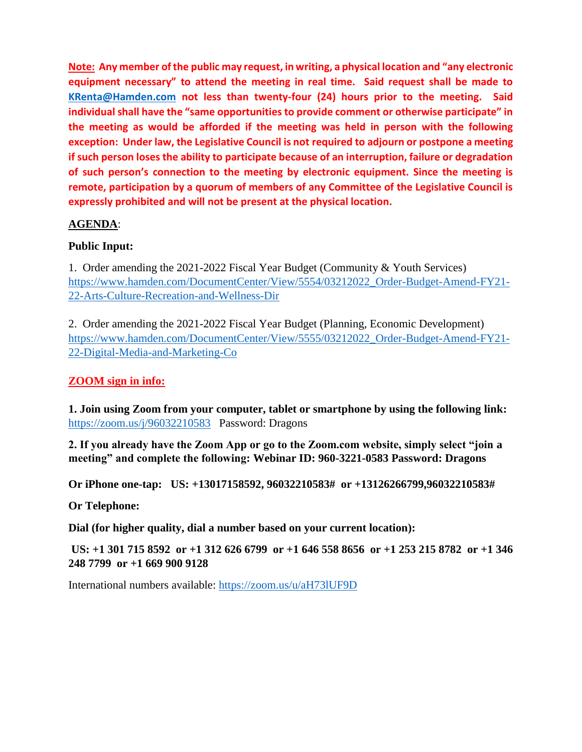**Note: Any member of the public may request, in writing, a physical location and "any electronic equipment necessary" to attend the meeting in real time. Said request shall be made to KRenta@Hamden.com not less than twenty-four (24) hours prior to the meeting. Said individual shall have the "same opportunities to provide comment or otherwise participate" in the meeting as would be afforded if the meeting was held in person with the following exception: Under law, the Legislative Council is not required to adjourn or postpone a meeting if such person loses the ability to participate because of an interruption, failure or degradation of such person's connection to the meeting by electronic equipment. Since the meeting is remote, participation by a quorum of members of any Committee of the Legislative Council is expressly prohibited and will not be present at the physical location.**

**AGENDA**:

**Public Input:**

1. Order amending the 2021-2022 Fiscal Year Budget (Community & Youth Services) https://www.hamden.com/DocumentCenter/View/5554/03212022_Order-Budget-Amend-FY21-22-Arts-Culture-Recreation-and-Wellness-Dir

2. Order amending the 2021-2022 Fiscal Year Budget (Planning, Economic Development) https://www.hamden.com/DocumentCenter/View/5555/03212022_Order-Budget-Amend-FY21-22-Digital-Media-and-Marketing-Co

**ZOOM sign in info:**

**1. Join using Zoom from your computer, tablet or smartphone by using the following link:** https://zoom.us/j/96032210583 Password: Dragons

**2. If you already have the Zoom App or go to the Zoom.com website, simply select "join a meeting" and complete the following: Webinar ID: 960-3221-0583 Password: Dragons**

**Or iPhone one-tap: US: +13017158592, 96032210583# or +13126266799,96032210583#**

**Or Telephone:**

**Dial (for higher quality, dial a number based on your current location):**

**US: +1 301 715 8592 or +1 312 626 6799 or +1 646 558 8656 or +1 253 215 8782 or +1 346 248 7799 or +1 669 900 9128**

International numbers available: https://zoom.us/u/aH73lUF9D